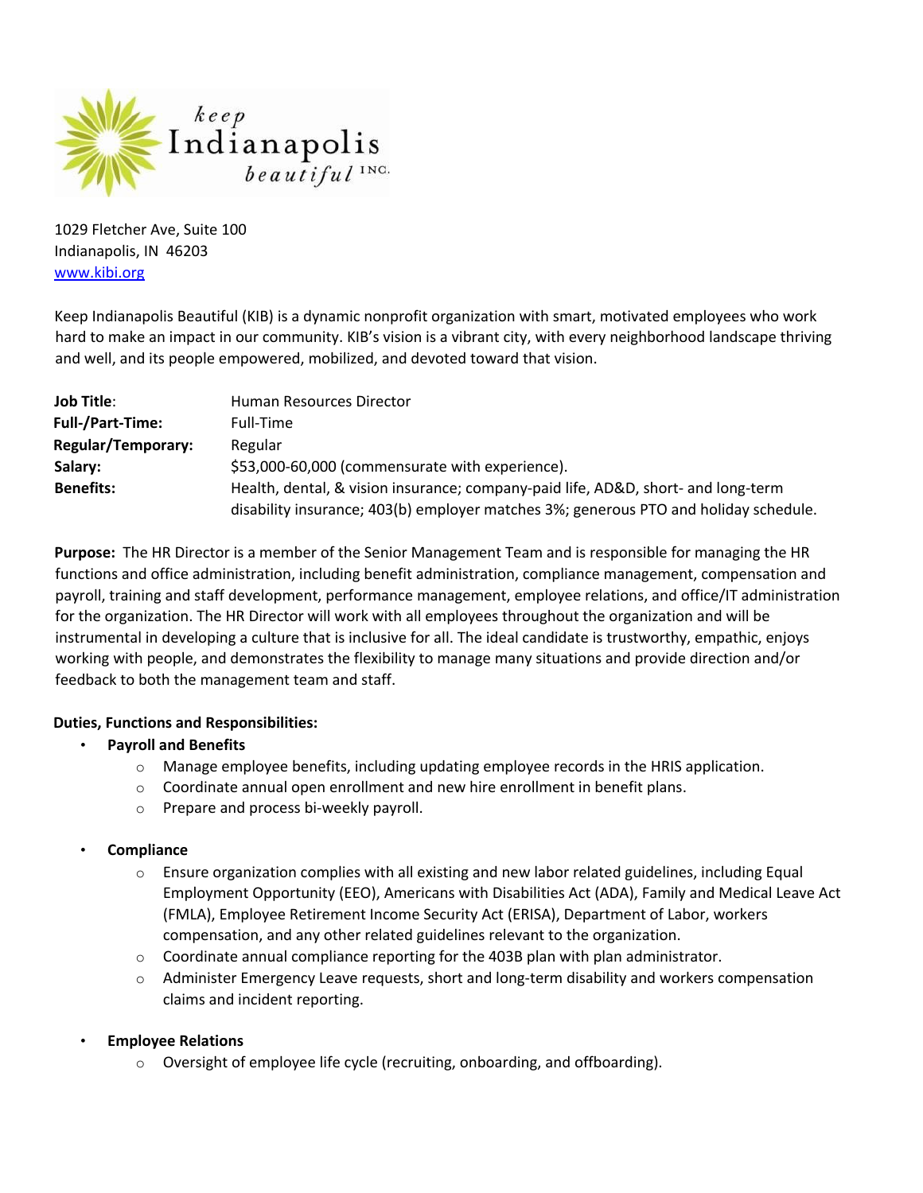keep Indianapolis beautiful INC.

1029 Fletcher Ave, Suite 100
Indianapolis, IN 46203
www.kibi.org

Keep Indianapolis Beautiful (KIB) is a dynamic nonprofit organization with smart, motivated employees who work hard to make an impact in our community. KIB's vision is a vibrant city, with every neighborhood landscape thriving and well, and its people empowered, mobilized, and devoted toward that vision.

| | |
|---|---|
| **Job Title**: | Human Resources Director |
| **Full-/Part-Time:** | Full-Time |
| **Regular/Temporary:** | Regular |
| **Salary:** | $53,000-60,000 (commensurate with experience). |
| **Benefits:** | Health, dental, & vision insurance; company-paid life, AD&D, short- and long-term disability insurance; 403(b) employer matches 3%; generous PTO and holiday schedule. |

**Purpose:** The HR Director is a member of the Senior Management Team and is responsible for managing the HR functions and office administration, including benefit administration, compliance management, compensation and payroll, training and staff development, performance management, employee relations, and office/IT administration for the organization. The HR Director will work with all employees throughout the organization and will be instrumental in developing a culture that is inclusive for all. The ideal candidate is trustworthy, empathic, enjoys working with people, and demonstrates the flexibility to manage many situations and provide direction and/or feedback to both the management team and staff.

**Duties, Functions and Responsibilities:**

- **Payroll and Benefits**
  - Manage employee benefits, including updating employee records in the HRIS application.
  - Coordinate annual open enrollment and new hire enrollment in benefit plans.
  - Prepare and process bi-weekly payroll.

- **Compliance**
  - Ensure organization complies with all existing and new labor related guidelines, including Equal Employment Opportunity (EEO), Americans with Disabilities Act (ADA), Family and Medical Leave Act (FMLA), Employee Retirement Income Security Act (ERISA), Department of Labor, workers compensation, and any other related guidelines relevant to the organization.
  - Coordinate annual compliance reporting for the 403B plan with plan administrator.
  - Administer Emergency Leave requests, short and long-term disability and workers compensation claims and incident reporting.

- **Employee Relations**
  - Oversight of employee life cycle (recruiting, onboarding, and offboarding).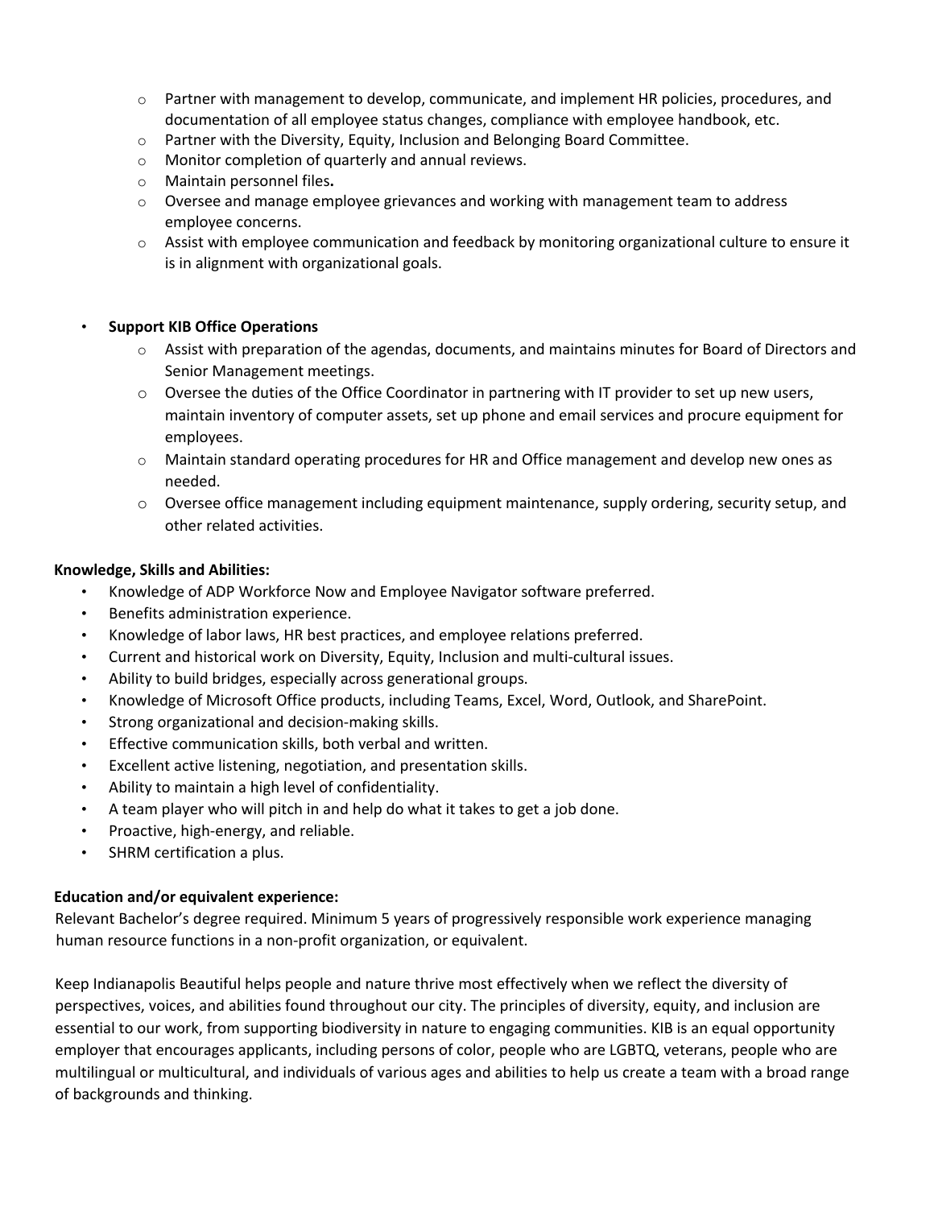- Partner with management to develop, communicate, and implement HR policies, procedures, and documentation of all employee status changes, compliance with employee handbook, etc.
  - Partner with the Diversity, Equity, Inclusion and Belonging Board Committee.
  - Monitor completion of quarterly and annual reviews.
  - Maintain personnel files**.**
  - Oversee and manage employee grievances and working with management team to address employee concerns.
  - Assist with employee communication and feedback by monitoring organizational culture to ensure it is in alignment with organizational goals.

- **Support KIB Office Operations**
  - Assist with preparation of the agendas, documents, and maintains minutes for Board of Directors and Senior Management meetings.
  - Oversee the duties of the Office Coordinator in partnering with IT provider to set up new users, maintain inventory of computer assets, set up phone and email services and procure equipment for employees.
  - Maintain standard operating procedures for HR and Office management and develop new ones as needed.
  - Oversee office management including equipment maintenance, supply ordering, security setup, and other related activities.

**Knowledge, Skills and Abilities:**

- Knowledge of ADP Workforce Now and Employee Navigator software preferred.
- Benefits administration experience.
- Knowledge of labor laws, HR best practices, and employee relations preferred.
- Current and historical work on Diversity, Equity, Inclusion and multi-cultural issues.
- Ability to build bridges, especially across generational groups.
- Knowledge of Microsoft Office products, including Teams, Excel, Word, Outlook, and SharePoint.
- Strong organizational and decision-making skills.
- Effective communication skills, both verbal and written.
- Excellent active listening, negotiation, and presentation skills.
- Ability to maintain a high level of confidentiality.
- A team player who will pitch in and help do what it takes to get a job done.
- Proactive, high-energy, and reliable.
- SHRM certification a plus.

**Education and/or equivalent experience:**

Relevant Bachelor's degree required. Minimum 5 years of progressively responsible work experience managing human resource functions in a non-profit organization, or equivalent.

Keep Indianapolis Beautiful helps people and nature thrive most effectively when we reflect the diversity of perspectives, voices, and abilities found throughout our city. The principles of diversity, equity, and inclusion are essential to our work, from supporting biodiversity in nature to engaging communities. KIB is an equal opportunity employer that encourages applicants, including persons of color, people who are LGBTQ, veterans, people who are multilingual or multicultural, and individuals of various ages and abilities to help us create a team with a broad range of backgrounds and thinking.